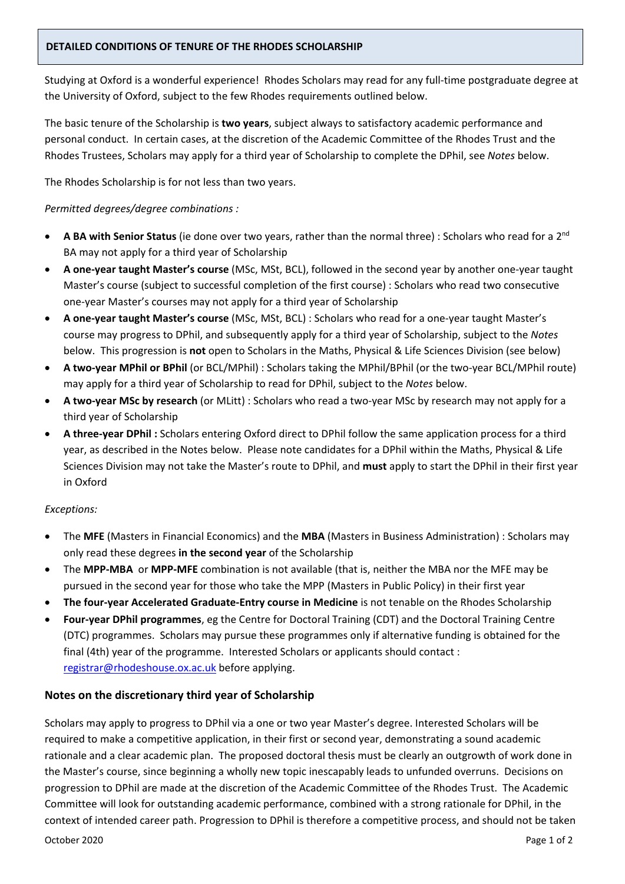## DETAILED CONDITIONS OF TENURE OF THE RHODES SCHOLARSHIP

Studying at Oxford is a wonderful experience! Rhodes Scholars may read for any full-time postgraduate degree at the University of Oxford, subject to the few Rhodes requirements outlined below.

The basic tenure of the Scholarship is **two years**, subject always to satisfactory academic performance and personal conduct. In certain cases, at the discretion of the Academic Committee of the Rhodes Trust and the Rhodes Trustees, Scholars may apply for a third year of Scholarship to complete the DPhil, see *Notes* below.

The Rhodes Scholarship is for not less than two years.

*Permitted degrees/degree combinations :*

- **A BA with Senior Status** (ie done over two years, rather than the normal three) : Scholars who read for a 2nd BA may not apply for a third year of Scholarship
- **A one-year taught Master's course** (MSc, MSt, BCL), followed in the second year by another one-year taught Master's course (subject to successful completion of the first course) : Scholars who read two consecutive one-year Master's courses may not apply for a third year of Scholarship
- **A one-year taught Master's course** (MSc, MSt, BCL) : Scholars who read for a one-year taught Master's course may progress to DPhil, and subsequently apply for a third year of Scholarship, subject to the *Notes* below. This progression is **not** open to Scholars in the Maths, Physical & Life Sciences Division (see below)
- **A two-year MPhil or BPhil** (or BCL/MPhil) : Scholars taking the MPhil/BPhil (or the two-year BCL/MPhil route) may apply for a third year of Scholarship to read for DPhil, subject to the *Notes* below.
- **A two-year MSc by research** (or MLitt) : Scholars who read a two-year MSc by research may not apply for a third year of Scholarship
- **A three-year DPhil :** Scholars entering Oxford direct to DPhil follow the same application process for a third year, as described in the Notes below. Please note candidates for a DPhil within the Maths, Physical & Life Sciences Division may not take the Master's route to DPhil, and **must** apply to start the DPhil in their first year in Oxford

*Exceptions:*

- The **MFE** (Masters in Financial Economics) and the **MBA** (Masters in Business Administration) : Scholars may only read these degrees **in the second year** of the Scholarship
- The **MPP-MBA** or **MPP-MFE** combination is not available (that is, neither the MBA nor the MFE may be pursued in the second year for those who take the MPP (Masters in Public Policy) in their first year
- **The four-year Accelerated Graduate-Entry course in Medicine** is not tenable on the Rhodes Scholarship
- **Four-year DPhil programmes**, eg the Centre for Doctoral Training (CDT) and the Doctoral Training Centre (DTC) programmes. Scholars may pursue these programmes only if alternative funding is obtained for the final (4th) year of the programme. Interested Scholars or applicants should contact : registrar@rhodeshouse.ox.ac.uk before applying.

### Notes on the discretionary third year of Scholarship

Scholars may apply to progress to DPhil via a one or two year Master's degree. Interested Scholars will be required to make a competitive application, in their first or second year, demonstrating a sound academic rationale and a clear academic plan. The proposed doctoral thesis must be clearly an outgrowth of work done in the Master's course, since beginning a wholly new topic inescapably leads to unfunded overruns. Decisions on progression to DPhil are made at the discretion of the Academic Committee of the Rhodes Trust. The Academic Committee will look for outstanding academic performance, combined with a strong rationale for DPhil, in the context of intended career path. Progression to DPhil is therefore a competitive process, and should not be taken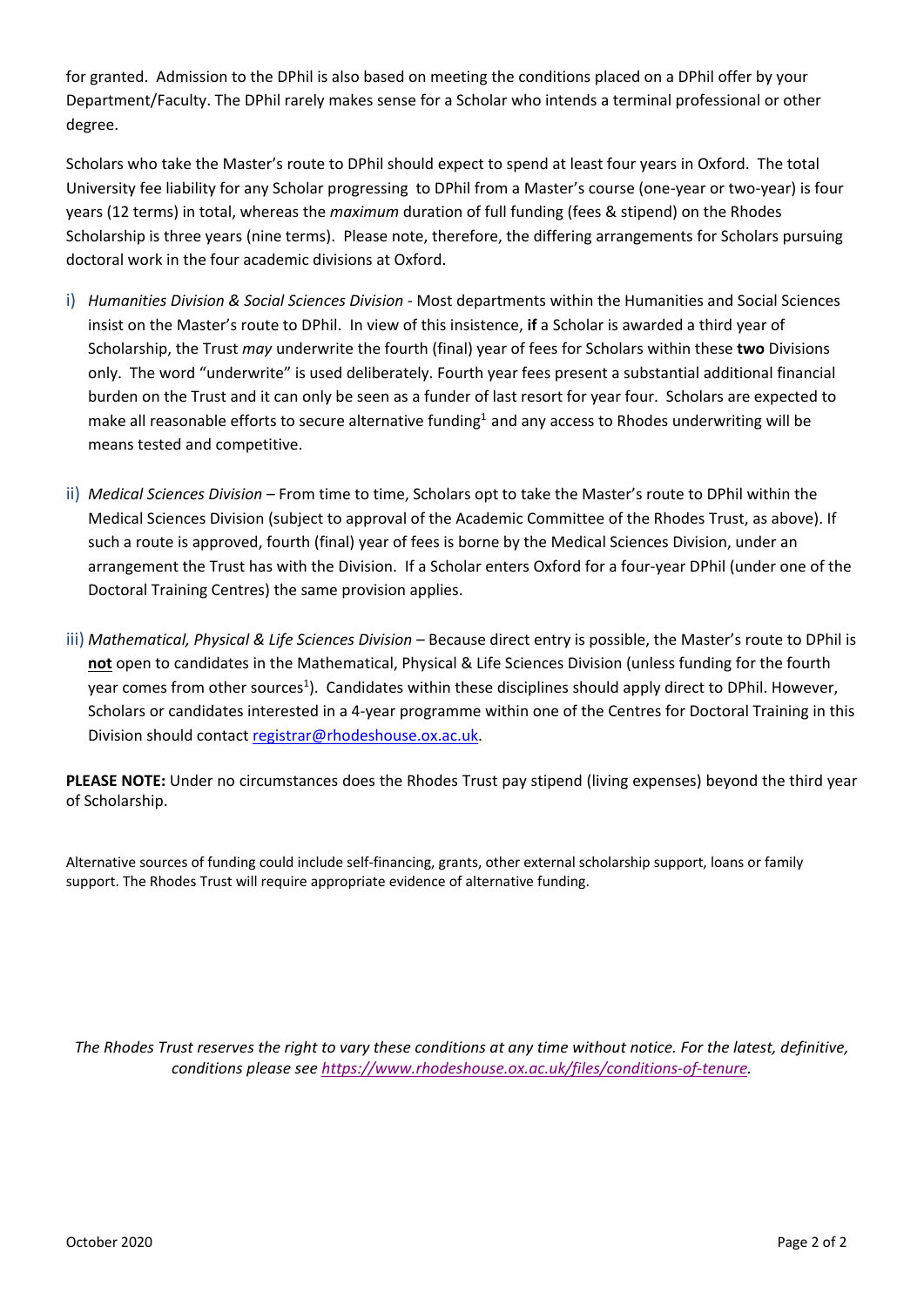for granted. Admission to the DPhil is also based on meeting the conditions placed on a DPhil offer by your Department/Faculty. The DPhil rarely makes sense for a Scholar who intends a terminal professional or other degree.

Scholars who take the Master's route to DPhil should expect to spend at least four years in Oxford. The total University fee liability for any Scholar progressing to DPhil from a Master's course (one-year or two-year) is four years (12 terms) in total, whereas the *maximum* duration of full funding (fees & stipend) on the Rhodes Scholarship is three years (nine terms). Please note, therefore, the differing arrangements for Scholars pursuing doctoral work in the four academic divisions at Oxford.

i) *Humanities Division & Social Sciences Division* - Most departments within the Humanities and Social Sciences insist on the Master's route to DPhil. In view of this insistence, **if** a Scholar is awarded a third year of Scholarship, the Trust *may* underwrite the fourth (final) year of fees for Scholars within these **two** Divisions only. The word "underwrite" is used deliberately. Fourth year fees present a substantial additional financial burden on the Trust and it can only be seen as a funder of last resort for year four. Scholars are expected to make all reasonable efforts to secure alternative funding[1] and any access to Rhodes underwriting will be means tested and competitive.

ii) *Medical Sciences Division* – From time to time, Scholars opt to take the Master's route to DPhil within the Medical Sciences Division (subject to approval of the Academic Committee of the Rhodes Trust, as above). If such a route is approved, fourth (final) year of fees is borne by the Medical Sciences Division, under an arrangement the Trust has with the Division. If a Scholar enters Oxford for a four-year DPhil (under one of the Doctoral Training Centres) the same provision applies.

iii) *Mathematical, Physical & Life Sciences Division* – Because direct entry is possible, the Master's route to DPhil is **not** open to candidates in the Mathematical, Physical & Life Sciences Division (unless funding for the fourth year comes from other sources[1]). Candidates within these disciplines should apply direct to DPhil. However, Scholars or candidates interested in a 4-year programme within one of the Centres for Doctoral Training in this Division should contact registrar@rhodeshouse.ox.ac.uk.

**PLEASE NOTE:** Under no circumstances does the Rhodes Trust pay stipend (living expenses) beyond the third year of Scholarship.

Alternative sources of funding could include self-financing, grants, other external scholarship support, loans or family support. The Rhodes Trust will require appropriate evidence of alternative funding.

*The Rhodes Trust reserves the right to vary these conditions at any time without notice. For the latest, definitive, conditions please see https://www.rhodeshouse.ox.ac.uk/files/conditions-of-tenure.*

October 2020